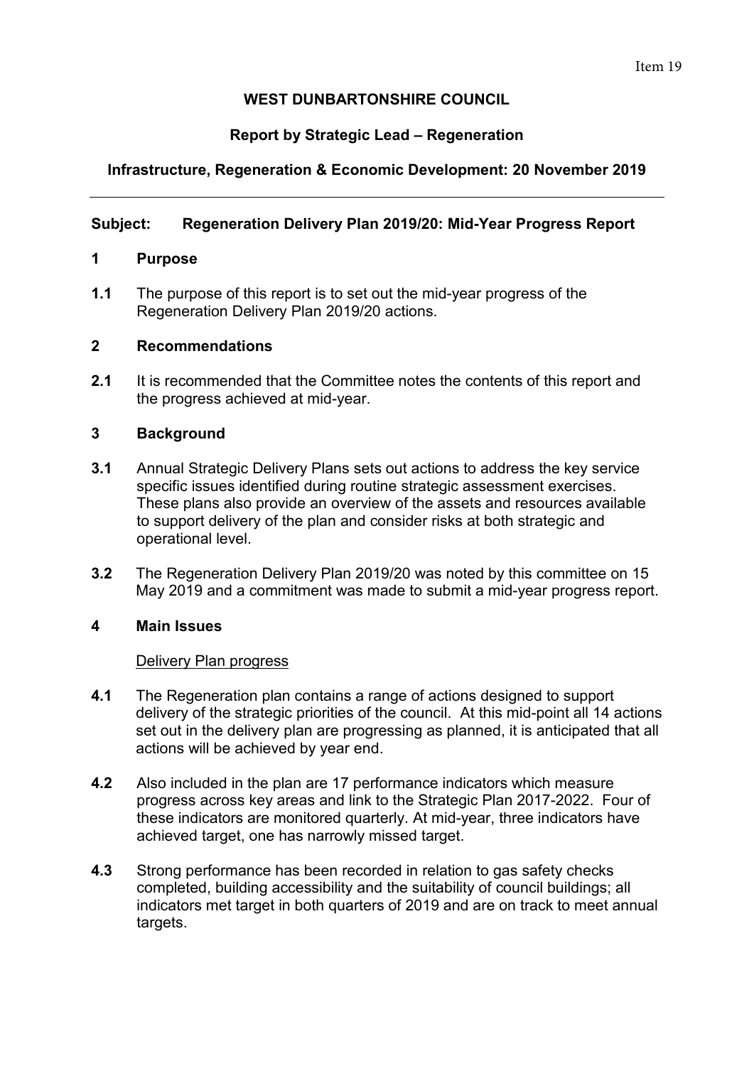Item 19

**WEST DUNBARTONSHIRE COUNCIL**

**Report by Strategic Lead – Regeneration**

**Infrastructure, Regeneration & Economic Development: 20 November 2019**

---

**Subject: Regeneration Delivery Plan 2019/20: Mid-Year Progress Report**

## 1 Purpose

**1.1** The purpose of this report is to set out the mid-year progress of the Regeneration Delivery Plan 2019/20 actions.

## 2 Recommendations

**2.1** It is recommended that the Committee notes the contents of this report and the progress achieved at mid-year.

## 3 Background

**3.1** Annual Strategic Delivery Plans sets out actions to address the key service specific issues identified during routine strategic assessment exercises. These plans also provide an overview of the assets and resources available to support delivery of the plan and consider risks at both strategic and operational level.

**3.2** The Regeneration Delivery Plan 2019/20 was noted by this committee on 15 May 2019 and a commitment was made to submit a mid-year progress report.

## 4 Main Issues

Delivery Plan progress

**4.1** The Regeneration plan contains a range of actions designed to support delivery of the strategic priorities of the council. At this mid-point all 14 actions set out in the delivery plan are progressing as planned, it is anticipated that all actions will be achieved by year end.

**4.2** Also included in the plan are 17 performance indicators which measure progress across key areas and link to the Strategic Plan 2017-2022. Four of these indicators are monitored quarterly. At mid-year, three indicators have achieved target, one has narrowly missed target.

**4.3** Strong performance has been recorded in relation to gas safety checks completed, building accessibility and the suitability of council buildings; all indicators met target in both quarters of 2019 and are on track to meet annual targets.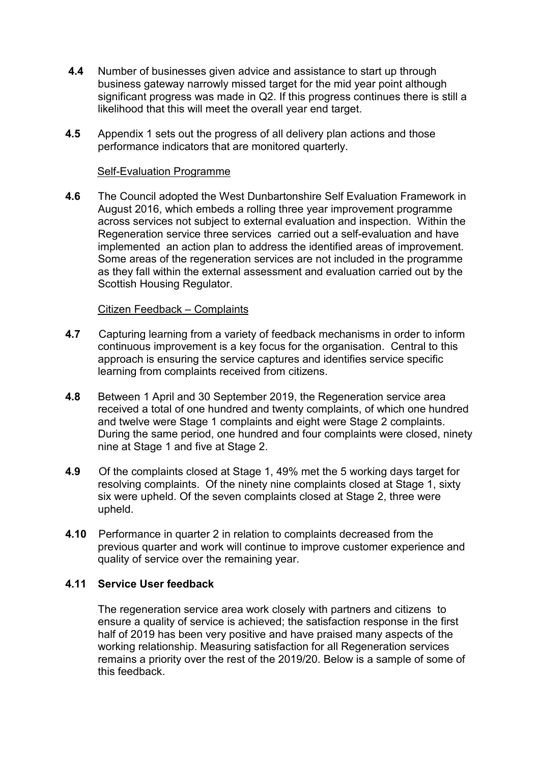**4.4** Number of businesses given advice and assistance to start up through business gateway narrowly missed target for the mid year point although significant progress was made in Q2. If this progress continues there is still a likelihood that this will meet the overall year end target.

**4.5** Appendix 1 sets out the progress of all delivery plan actions and those performance indicators that are monitored quarterly.

Self-Evaluation Programme

**4.6** The Council adopted the West Dunbartonshire Self Evaluation Framework in August 2016, which embeds a rolling three year improvement programme across services not subject to external evaluation and inspection. Within the Regeneration service three services carried out a self-evaluation and have implemented an action plan to address the identified areas of improvement. Some areas of the regeneration services are not included in the programme as they fall within the external assessment and evaluation carried out by the Scottish Housing Regulator.

Citizen Feedback – Complaints

**4.7** Capturing learning from a variety of feedback mechanisms in order to inform continuous improvement is a key focus for the organisation. Central to this approach is ensuring the service captures and identifies service specific learning from complaints received from citizens.

**4.8** Between 1 April and 30 September 2019, the Regeneration service area received a total of one hundred and twenty complaints, of which one hundred and twelve were Stage 1 complaints and eight were Stage 2 complaints. During the same period, one hundred and four complaints were closed, ninety nine at Stage 1 and five at Stage 2.

**4.9** Of the complaints closed at Stage 1, 49% met the 5 working days target for resolving complaints. Of the ninety nine complaints closed at Stage 1, sixty six were upheld. Of the seven complaints closed at Stage 2, three were upheld.

**4.10** Performance in quarter 2 in relation to complaints decreased from the previous quarter and work will continue to improve customer experience and quality of service over the remaining year.

**4.11 Service User feedback**

The regeneration service area work closely with partners and citizens to ensure a quality of service is achieved; the satisfaction response in the first half of 2019 has been very positive and have praised many aspects of the working relationship. Measuring satisfaction for all Regeneration services remains a priority over the rest of the 2019/20. Below is a sample of some of this feedback.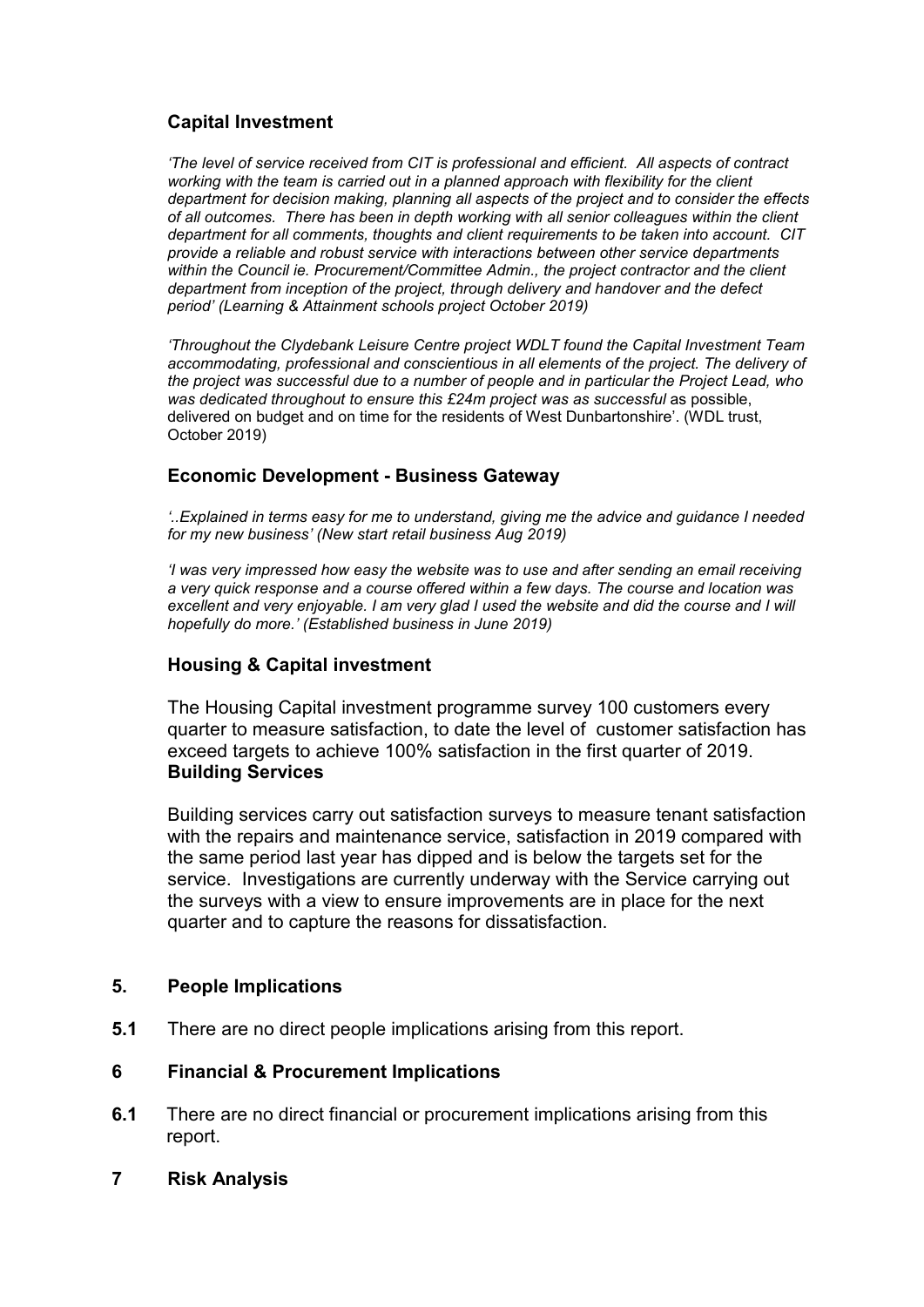### Capital Investment

*'The level of service received from CIT is professional and efficient. All aspects of contract working with the team is carried out in a planned approach with flexibility for the client department for decision making, planning all aspects of the project and to consider the effects of all outcomes. There has been in depth working with all senior colleagues within the client department for all comments, thoughts and client requirements to be taken into account. CIT provide a reliable and robust service with interactions between other service departments within the Council ie. Procurement/Committee Admin., the project contractor and the client department from inception of the project, through delivery and handover and the defect period' (Learning & Attainment schools project October 2019)*

*'Throughout the Clydebank Leisure Centre project WDLT found the Capital Investment Team accommodating, professional and conscientious in all elements of the project. The delivery of the project was successful due to a number of people and in particular the Project Lead, who was dedicated throughout to ensure this £24m project was as successful* as possible, delivered on budget and on time for the residents of West Dunbartonshire'. (WDL trust, October 2019)

### Economic Development - Business Gateway

*'..Explained in terms easy for me to understand, giving me the advice and guidance I needed for my new business' (New start retail business Aug 2019)*

*'I was very impressed how easy the website was to use and after sending an email receiving a very quick response and a course offered within a few days. The course and location was excellent and very enjoyable. I am very glad I used the website and did the course and I will hopefully do more.' (Established business in June 2019)*

### Housing & Capital investment

The Housing Capital investment programme survey 100 customers every quarter to measure satisfaction, to date the level of customer satisfaction has exceed targets to achieve 100% satisfaction in the first quarter of 2019.

**Building Services**

Building services carry out satisfaction surveys to measure tenant satisfaction with the repairs and maintenance service, satisfaction in 2019 compared with the same period last year has dipped and is below the targets set for the service. Investigations are currently underway with the Service carrying out the surveys with a view to ensure improvements are in place for the next quarter and to capture the reasons for dissatisfaction.

## 5. People Implications

**5.1** There are no direct people implications arising from this report.

## 6 Financial & Procurement Implications

**6.1** There are no direct financial or procurement implications arising from this report.

## 7 Risk Analysis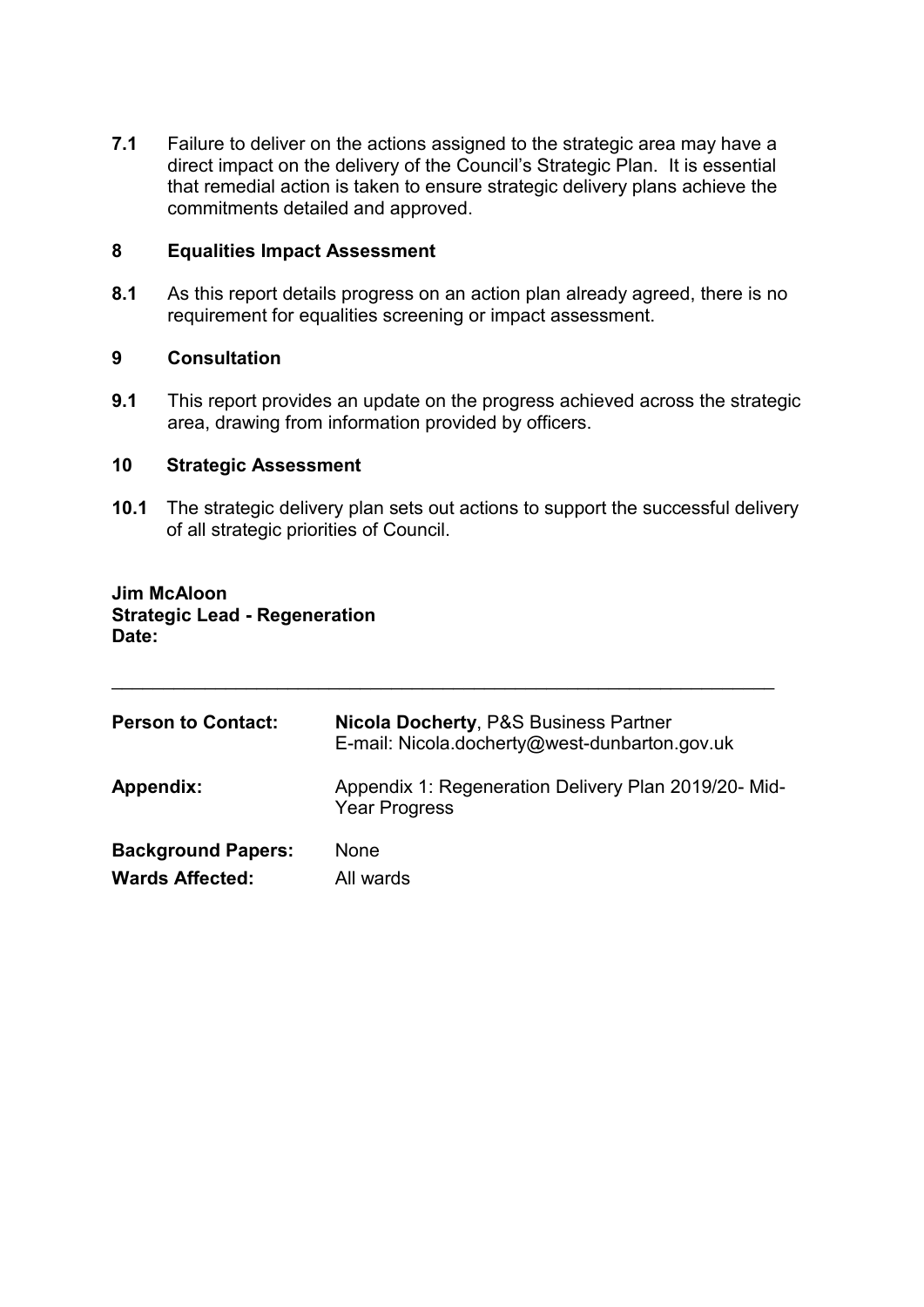**7.1** Failure to deliver on the actions assigned to the strategic area may have a direct impact on the delivery of the Council's Strategic Plan. It is essential that remedial action is taken to ensure strategic delivery plans achieve the commitments detailed and approved.

## 8 Equalities Impact Assessment

**8.1** As this report details progress on an action plan already agreed, there is no requirement for equalities screening or impact assessment.

## 9 Consultation

**9.1** This report provides an update on the progress achieved across the strategic area, drawing from information provided by officers.

## 10 Strategic Assessment

**10.1** The strategic delivery plan sets out actions to support the successful delivery of all strategic priorities of Council.

**Jim McAloon**
**Strategic Lead - Regeneration**
**Date:**

---

| | |
|---|---|
| **Person to Contact:** | **Nicola Docherty**, P&S Business Partner<br>E-mail: Nicola.docherty@west-dunbarton.gov.uk |
| **Appendix:** | Appendix 1: Regeneration Delivery Plan 2019/20- Mid-Year Progress |
| **Background Papers:** | None |
| **Wards Affected:** | All wards |